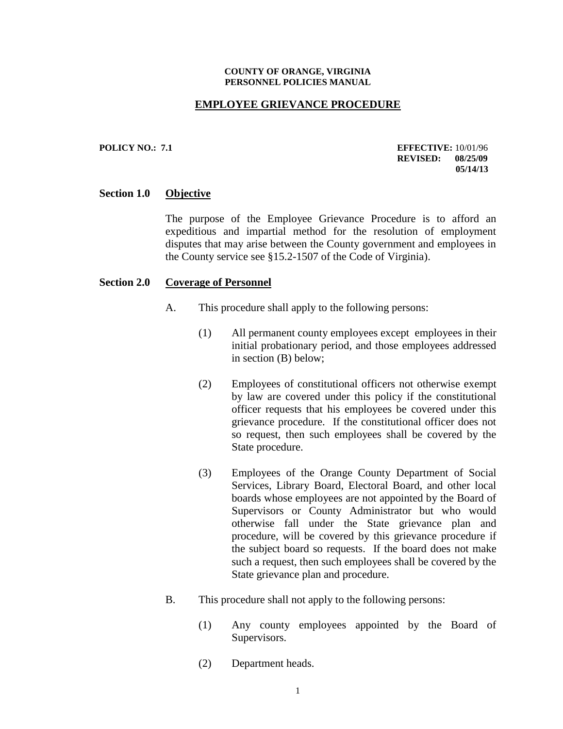**COUNTY OF ORANGE, VIRGINIA**
**PERSONNEL POLICIES MANUAL**

# EMPLOYEE GRIEVANCE PROCEDURE

**POLICY NO.: 7.1**

**EFFECTIVE:** 10/01/96
**REVISED: 08/25/09**
**05/14/13**

## Section 1.0 Objective

The purpose of the Employee Grievance Procedure is to afford an expeditious and impartial method for the resolution of employment disputes that may arise between the County government and employees in the County service see §15.2-1507 of the Code of Virginia).

## Section 2.0 Coverage of Personnel

A. This procedure shall apply to the following persons:

(1) All permanent county employees except employees in their initial probationary period, and those employees addressed in section (B) below;

(2) Employees of constitutional officers not otherwise exempt by law are covered under this policy if the constitutional officer requests that his employees be covered under this grievance procedure. If the constitutional officer does not so request, then such employees shall be covered by the State procedure.

(3) Employees of the Orange County Department of Social Services, Library Board, Electoral Board, and other local boards whose employees are not appointed by the Board of Supervisors or County Administrator but who would otherwise fall under the State grievance plan and procedure, will be covered by this grievance procedure if the subject board so requests. If the board does not make such a request, then such employees shall be covered by the State grievance plan and procedure.

B. This procedure shall not apply to the following persons:

(1) Any county employees appointed by the Board of Supervisors.

(2) Department heads.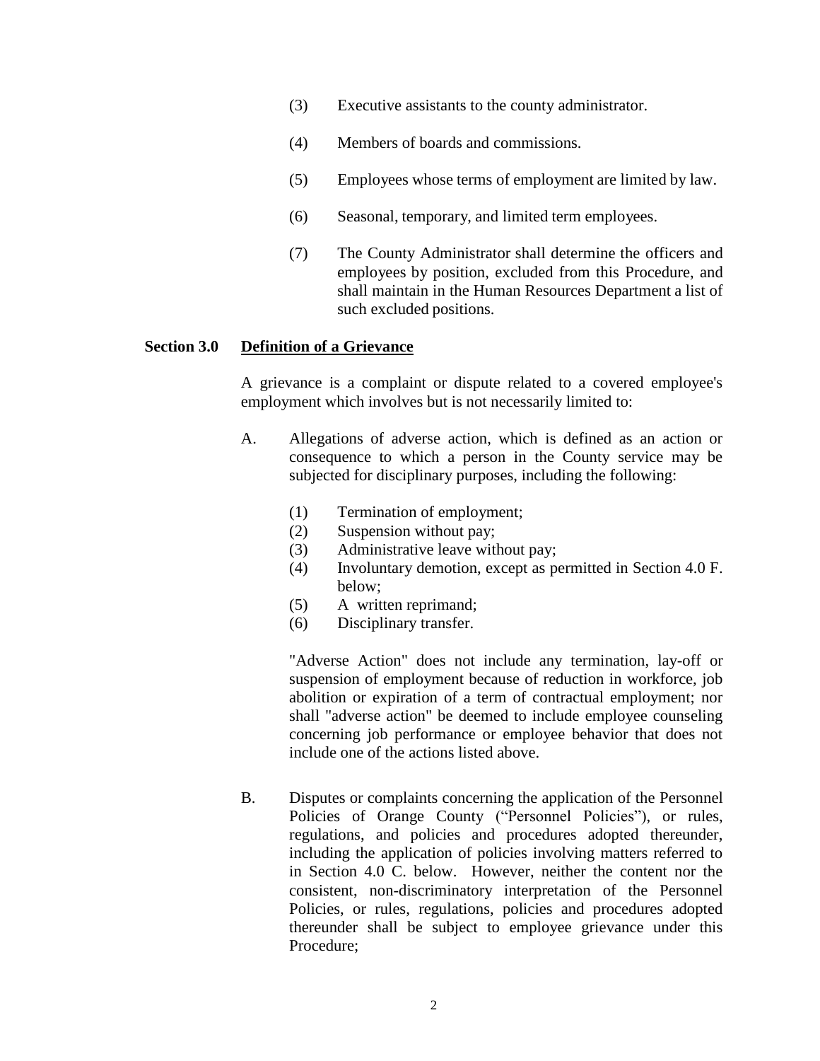(3) Executive assistants to the county administrator.

(4) Members of boards and commissions.

(5) Employees whose terms of employment are limited by law.

(6) Seasonal, temporary, and limited term employees.

(7) The County Administrator shall determine the officers and employees by position, excluded from this Procedure, and shall maintain in the Human Resources Department a list of such excluded positions.

## Section 3.0 Definition of a Grievance

A grievance is a complaint or dispute related to a covered employee's employment which involves but is not necessarily limited to:

A. Allegations of adverse action, which is defined as an action or consequence to which a person in the County service may be subjected for disciplinary purposes, including the following:

(1) Termination of employment;
(2) Suspension without pay;
(3) Administrative leave without pay;
(4) Involuntary demotion, except as permitted in Section 4.0 F. below;
(5) A written reprimand;
(6) Disciplinary transfer.

"Adverse Action" does not include any termination, lay-off or suspension of employment because of reduction in workforce, job abolition or expiration of a term of contractual employment; nor shall "adverse action" be deemed to include employee counseling concerning job performance or employee behavior that does not include one of the actions listed above.

B. Disputes or complaints concerning the application of the Personnel Policies of Orange County ("Personnel Policies"), or rules, regulations, and policies and procedures adopted thereunder, including the application of policies involving matters referred to in Section 4.0 C. below. However, neither the content nor the consistent, non-discriminatory interpretation of the Personnel Policies, or rules, regulations, policies and procedures adopted thereunder shall be subject to employee grievance under this Procedure;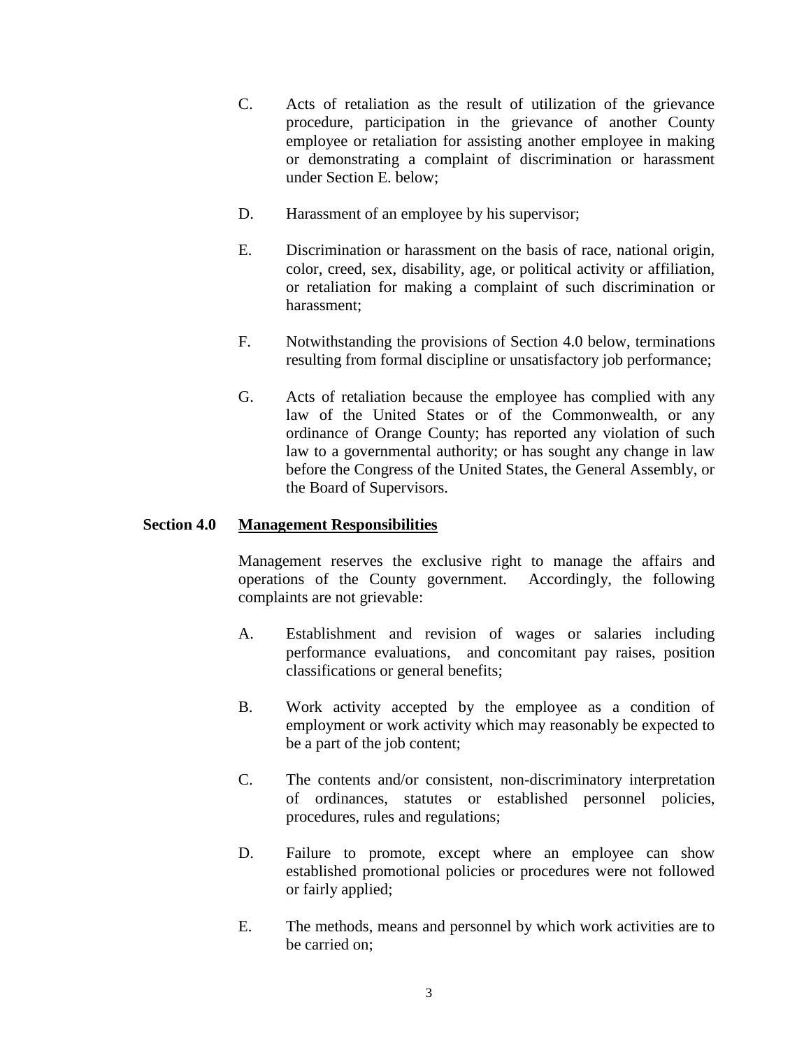C. Acts of retaliation as the result of utilization of the grievance procedure, participation in the grievance of another County employee or retaliation for assisting another employee in making or demonstrating a complaint of discrimination or harassment under Section E. below;

D. Harassment of an employee by his supervisor;

E. Discrimination or harassment on the basis of race, national origin, color, creed, sex, disability, age, or political activity or affiliation, or retaliation for making a complaint of such discrimination or harassment;

F. Notwithstanding the provisions of Section 4.0 below, terminations resulting from formal discipline or unsatisfactory job performance;

G. Acts of retaliation because the employee has complied with any law of the United States or of the Commonwealth, or any ordinance of Orange County; has reported any violation of such law to a governmental authority; or has sought any change in law before the Congress of the United States, the General Assembly, or the Board of Supervisors.

**Section 4.0 <u>Management Responsibilities</u>**

Management reserves the exclusive right to manage the affairs and operations of the County government. Accordingly, the following complaints are not grievable:

A. Establishment and revision of wages or salaries including performance evaluations, and concomitant pay raises, position classifications or general benefits;

B. Work activity accepted by the employee as a condition of employment or work activity which may reasonably be expected to be a part of the job content;

C. The contents and/or consistent, non-discriminatory interpretation of ordinances, statutes or established personnel policies, procedures, rules and regulations;

D. Failure to promote, except where an employee can show established promotional policies or procedures were not followed or fairly applied;

E. The methods, means and personnel by which work activities are to be carried on;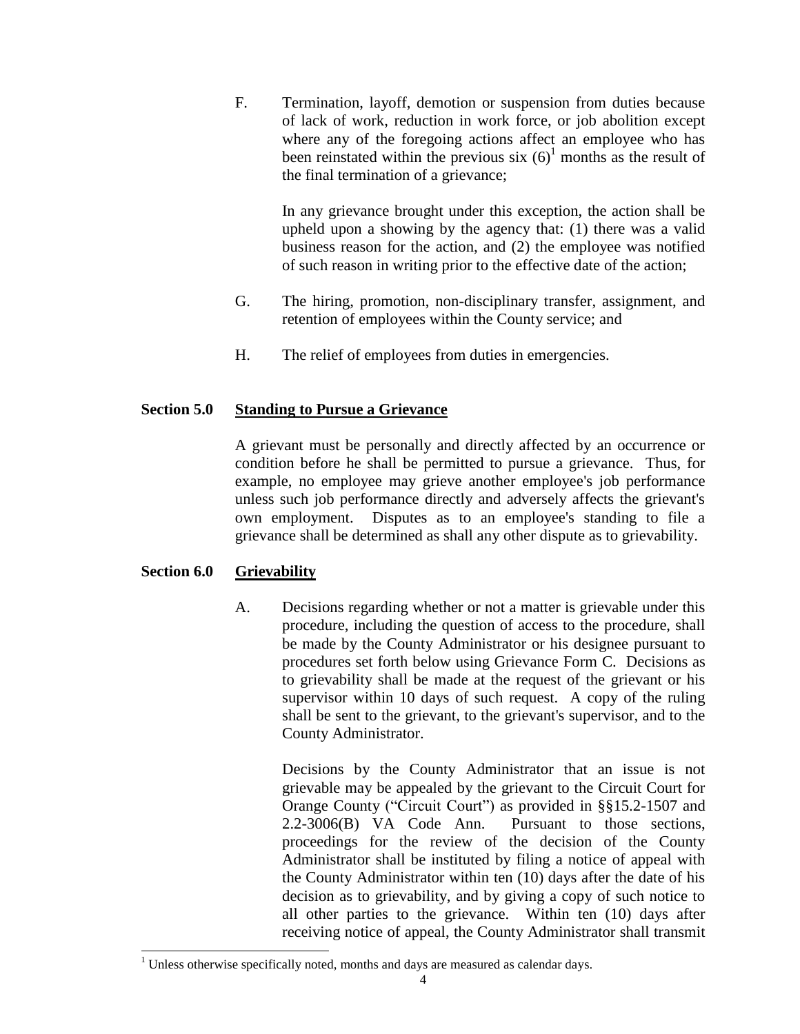F. Termination, layoff, demotion or suspension from duties because of lack of work, reduction in work force, or job abolition except where any of the foregoing actions affect an employee who has been reinstated within the previous six (6)[1] months as the result of the final termination of a grievance;

   In any grievance brought under this exception, the action shall be upheld upon a showing by the agency that: (1) there was a valid business reason for the action, and (2) the employee was notified of such reason in writing prior to the effective date of the action;

G. The hiring, promotion, non-disciplinary transfer, assignment, and retention of employees within the County service; and

H. The relief of employees from duties in emergencies.

## Section 5.0 Standing to Pursue a Grievance

A grievant must be personally and directly affected by an occurrence or condition before he shall be permitted to pursue a grievance. Thus, for example, no employee may grieve another employee's job performance unless such job performance directly and adversely affects the grievant's own employment. Disputes as to an employee's standing to file a grievance shall be determined as shall any other dispute as to grievability.

## Section 6.0 Grievability

A. Decisions regarding whether or not a matter is grievable under this procedure, including the question of access to the procedure, shall be made by the County Administrator or his designee pursuant to procedures set forth below using Grievance Form C. Decisions as to grievability shall be made at the request of the grievant or his supervisor within 10 days of such request. A copy of the ruling shall be sent to the grievant, to the grievant's supervisor, and to the County Administrator.

   Decisions by the County Administrator that an issue is not grievable may be appealed by the grievant to the Circuit Court for Orange County ("Circuit Court") as provided in §§15.2-1507 and 2.2-3006(B) VA Code Ann. Pursuant to those sections, proceedings for the review of the decision of the County Administrator shall be instituted by filing a notice of appeal with the County Administrator within ten (10) days after the date of his decision as to grievability, and by giving a copy of such notice to all other parties to the grievance. Within ten (10) days after receiving notice of appeal, the County Administrator shall transmit

---

[1] Unless otherwise specifically noted, months and days are measured as calendar days.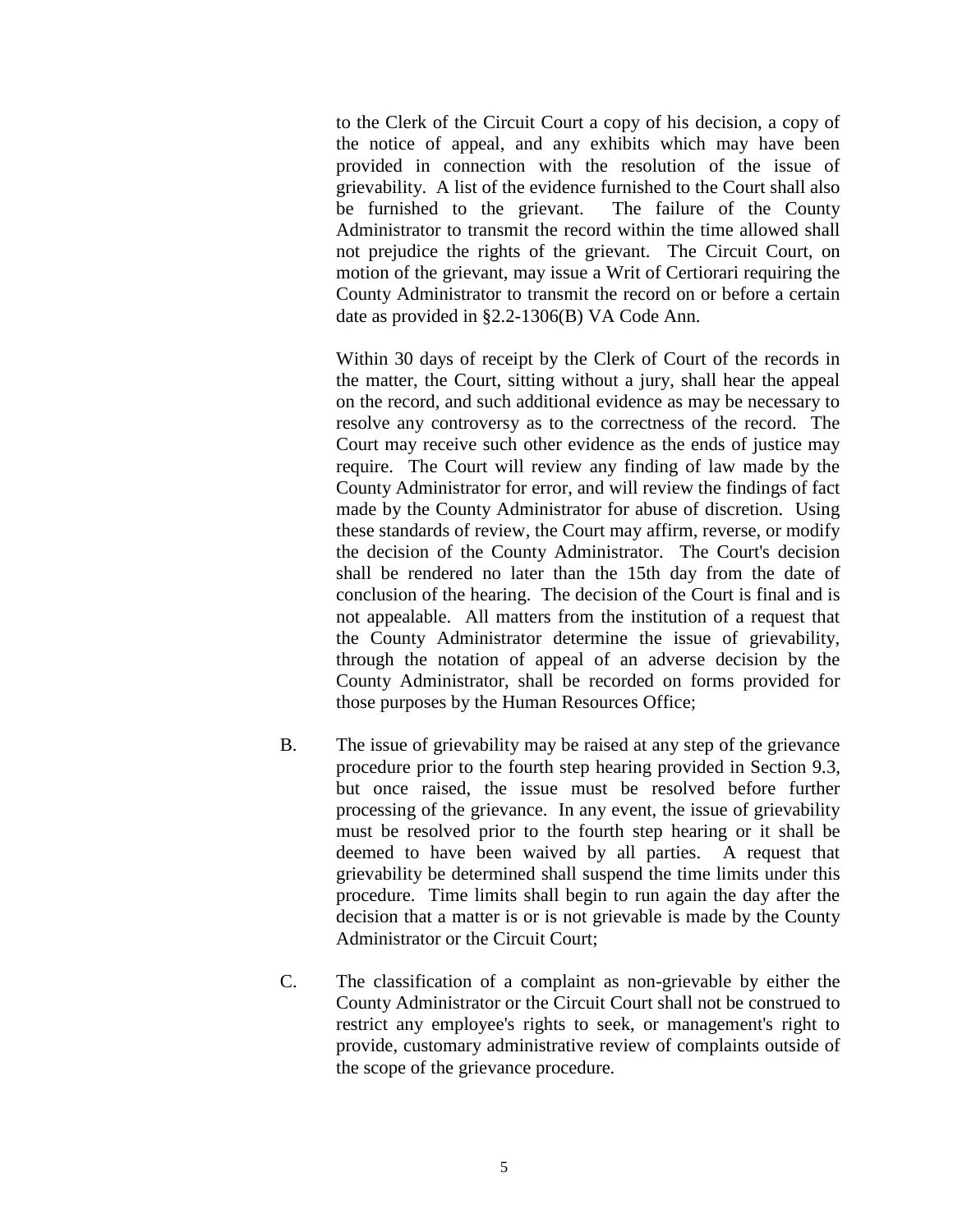to the Clerk of the Circuit Court a copy of his decision, a copy of the notice of appeal, and any exhibits which may have been provided in connection with the resolution of the issue of grievability. A list of the evidence furnished to the Court shall also be furnished to the grievant. The failure of the County Administrator to transmit the record within the time allowed shall not prejudice the rights of the grievant. The Circuit Court, on motion of the grievant, may issue a Writ of Certiorari requiring the County Administrator to transmit the record on or before a certain date as provided in §2.2-1306(B) VA Code Ann.

Within 30 days of receipt by the Clerk of Court of the records in the matter, the Court, sitting without a jury, shall hear the appeal on the record, and such additional evidence as may be necessary to resolve any controversy as to the correctness of the record. The Court may receive such other evidence as the ends of justice may require. The Court will review any finding of law made by the County Administrator for error, and will review the findings of fact made by the County Administrator for abuse of discretion. Using these standards of review, the Court may affirm, reverse, or modify the decision of the County Administrator. The Court's decision shall be rendered no later than the 15th day from the date of conclusion of the hearing. The decision of the Court is final and is not appealable. All matters from the institution of a request that the County Administrator determine the issue of grievability, through the notation of appeal of an adverse decision by the County Administrator, shall be recorded on forms provided for those purposes by the Human Resources Office;

B. The issue of grievability may be raised at any step of the grievance procedure prior to the fourth step hearing provided in Section 9.3, but once raised, the issue must be resolved before further processing of the grievance. In any event, the issue of grievability must be resolved prior to the fourth step hearing or it shall be deemed to have been waived by all parties. A request that grievability be determined shall suspend the time limits under this procedure. Time limits shall begin to run again the day after the decision that a matter is or is not grievable is made by the County Administrator or the Circuit Court;

C. The classification of a complaint as non-grievable by either the County Administrator or the Circuit Court shall not be construed to restrict any employee's rights to seek, or management's right to provide, customary administrative review of complaints outside of the scope of the grievance procedure.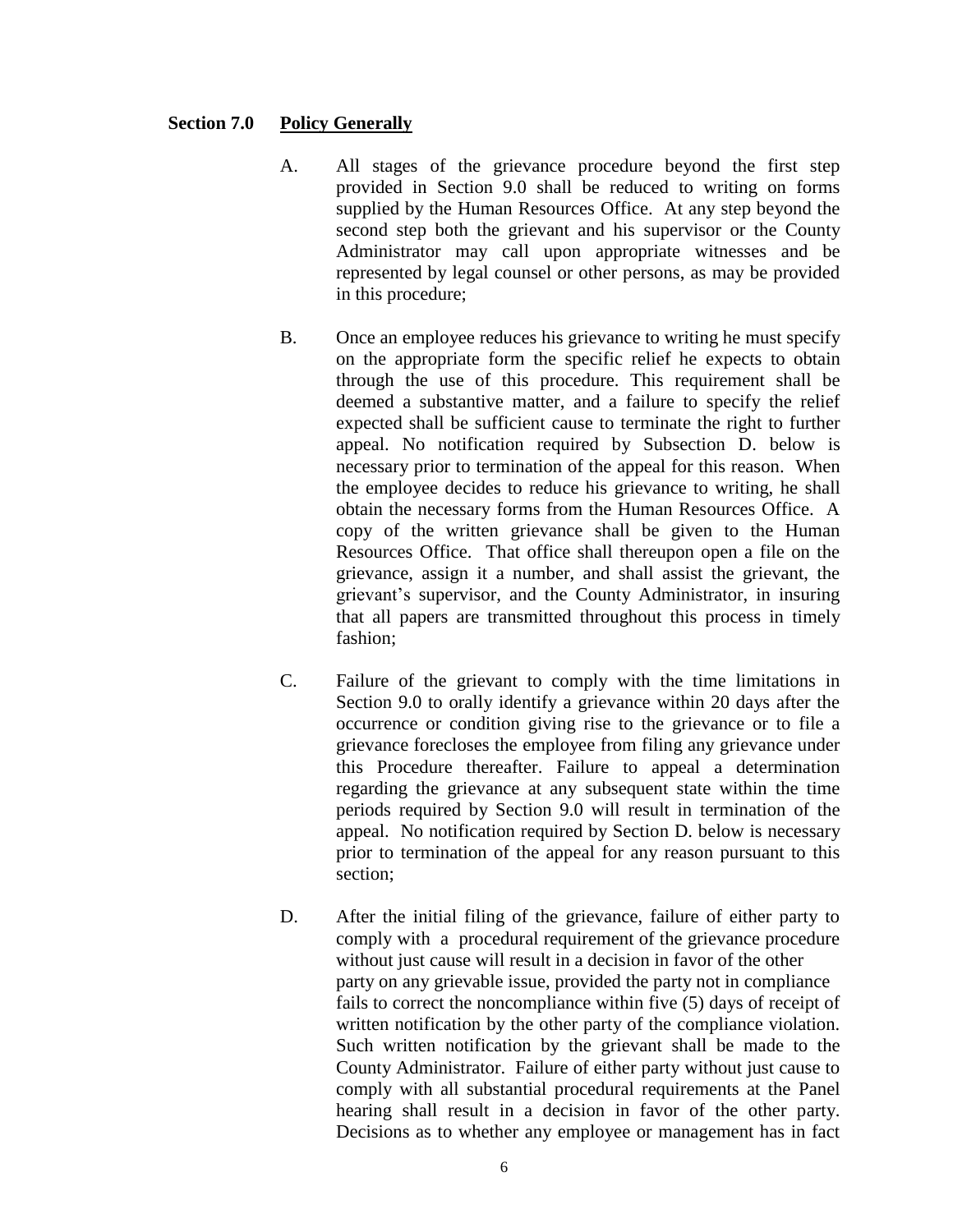**Section 7.0 Policy Generally**

A. All stages of the grievance procedure beyond the first step provided in Section 9.0 shall be reduced to writing on forms supplied by the Human Resources Office. At any step beyond the second step both the grievant and his supervisor or the County Administrator may call upon appropriate witnesses and be represented by legal counsel or other persons, as may be provided in this procedure;

B. Once an employee reduces his grievance to writing he must specify on the appropriate form the specific relief he expects to obtain through the use of this procedure. This requirement shall be deemed a substantive matter, and a failure to specify the relief expected shall be sufficient cause to terminate the right to further appeal. No notification required by Subsection D. below is necessary prior to termination of the appeal for this reason. When the employee decides to reduce his grievance to writing, he shall obtain the necessary forms from the Human Resources Office. A copy of the written grievance shall be given to the Human Resources Office. That office shall thereupon open a file on the grievance, assign it a number, and shall assist the grievant, the grievant's supervisor, and the County Administrator, in insuring that all papers are transmitted throughout this process in timely fashion;

C. Failure of the grievant to comply with the time limitations in Section 9.0 to orally identify a grievance within 20 days after the occurrence or condition giving rise to the grievance or to file a grievance forecloses the employee from filing any grievance under this Procedure thereafter. Failure to appeal a determination regarding the grievance at any subsequent state within the time periods required by Section 9.0 will result in termination of the appeal. No notification required by Section D. below is necessary prior to termination of the appeal for any reason pursuant to this section;

D. After the initial filing of the grievance, failure of either party to comply with a procedural requirement of the grievance procedure without just cause will result in a decision in favor of the other party on any grievable issue, provided the party not in compliance fails to correct the noncompliance within five (5) days of receipt of written notification by the other party of the compliance violation. Such written notification by the grievant shall be made to the County Administrator. Failure of either party without just cause to comply with all substantial procedural requirements at the Panel hearing shall result in a decision in favor of the other party. Decisions as to whether any employee or management has in fact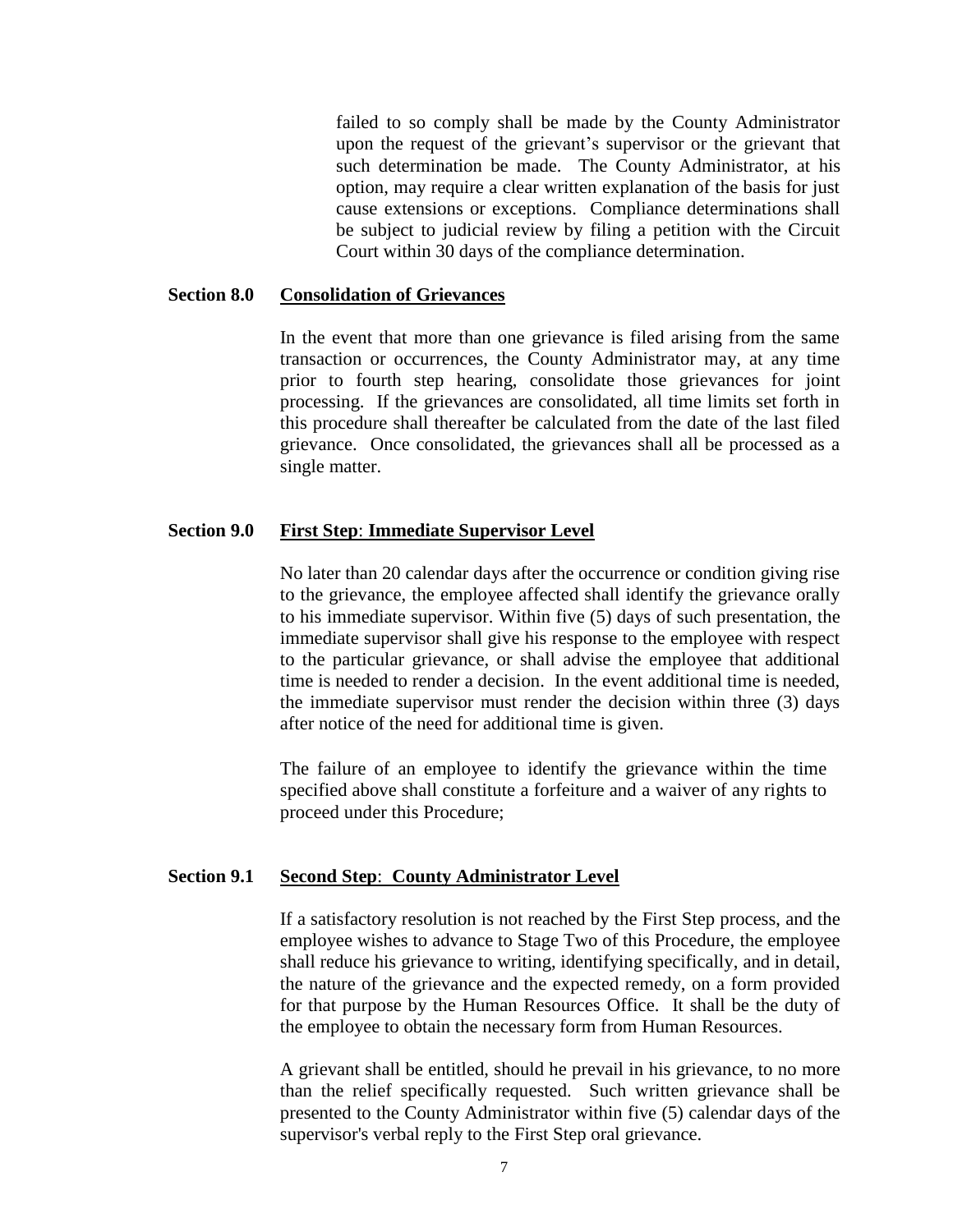failed to so comply shall be made by the County Administrator upon the request of the grievant's supervisor or the grievant that such determination be made. The County Administrator, at his option, may require a clear written explanation of the basis for just cause extensions or exceptions. Compliance determinations shall be subject to judicial review by filing a petition with the Circuit Court within 30 days of the compliance determination.

**Section 8.0 Consolidation of Grievances**

In the event that more than one grievance is filed arising from the same transaction or occurrences, the County Administrator may, at any time prior to fourth step hearing, consolidate those grievances for joint processing. If the grievances are consolidated, all time limits set forth in this procedure shall thereafter be calculated from the date of the last filed grievance. Once consolidated, the grievances shall all be processed as a single matter.

**Section 9.0 First Step: Immediate Supervisor Level**

No later than 20 calendar days after the occurrence or condition giving rise to the grievance, the employee affected shall identify the grievance orally to his immediate supervisor. Within five (5) days of such presentation, the immediate supervisor shall give his response to the employee with respect to the particular grievance, or shall advise the employee that additional time is needed to render a decision. In the event additional time is needed, the immediate supervisor must render the decision within three (3) days after notice of the need for additional time is given.

The failure of an employee to identify the grievance within the time specified above shall constitute a forfeiture and a waiver of any rights to proceed under this Procedure;

**Section 9.1 Second Step: County Administrator Level**

If a satisfactory resolution is not reached by the First Step process, and the employee wishes to advance to Stage Two of this Procedure, the employee shall reduce his grievance to writing, identifying specifically, and in detail, the nature of the grievance and the expected remedy, on a form provided for that purpose by the Human Resources Office. It shall be the duty of the employee to obtain the necessary form from Human Resources.

A grievant shall be entitled, should he prevail in his grievance, to no more than the relief specifically requested. Such written grievance shall be presented to the County Administrator within five (5) calendar days of the supervisor's verbal reply to the First Step oral grievance.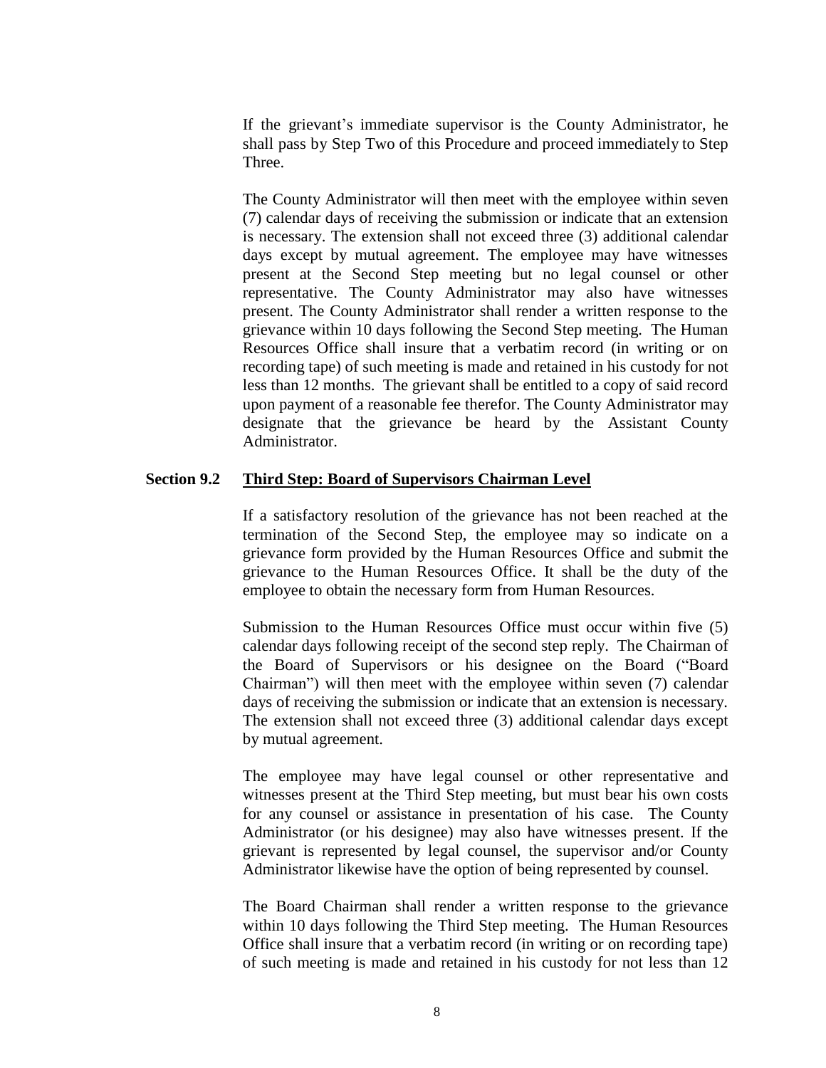If the grievant's immediate supervisor is the County Administrator, he shall pass by Step Two of this Procedure and proceed immediately to Step Three.

The County Administrator will then meet with the employee within seven (7) calendar days of receiving the submission or indicate that an extension is necessary. The extension shall not exceed three (3) additional calendar days except by mutual agreement. The employee may have witnesses present at the Second Step meeting but no legal counsel or other representative. The County Administrator may also have witnesses present. The County Administrator shall render a written response to the grievance within 10 days following the Second Step meeting. The Human Resources Office shall insure that a verbatim record (in writing or on recording tape) of such meeting is made and retained in his custody for not less than 12 months. The grievant shall be entitled to a copy of said record upon payment of a reasonable fee therefor. The County Administrator may designate that the grievance be heard by the Assistant County Administrator.

**Section 9.2 <u>Third Step: Board of Supervisors Chairman Level</u>**

If a satisfactory resolution of the grievance has not been reached at the termination of the Second Step, the employee may so indicate on a grievance form provided by the Human Resources Office and submit the grievance to the Human Resources Office. It shall be the duty of the employee to obtain the necessary form from Human Resources.

Submission to the Human Resources Office must occur within five (5) calendar days following receipt of the second step reply. The Chairman of the Board of Supervisors or his designee on the Board ("Board Chairman") will then meet with the employee within seven (7) calendar days of receiving the submission or indicate that an extension is necessary. The extension shall not exceed three (3) additional calendar days except by mutual agreement.

The employee may have legal counsel or other representative and witnesses present at the Third Step meeting, but must bear his own costs for any counsel or assistance in presentation of his case. The County Administrator (or his designee) may also have witnesses present. If the grievant is represented by legal counsel, the supervisor and/or County Administrator likewise have the option of being represented by counsel.

The Board Chairman shall render a written response to the grievance within 10 days following the Third Step meeting. The Human Resources Office shall insure that a verbatim record (in writing or on recording tape) of such meeting is made and retained in his custody for not less than 12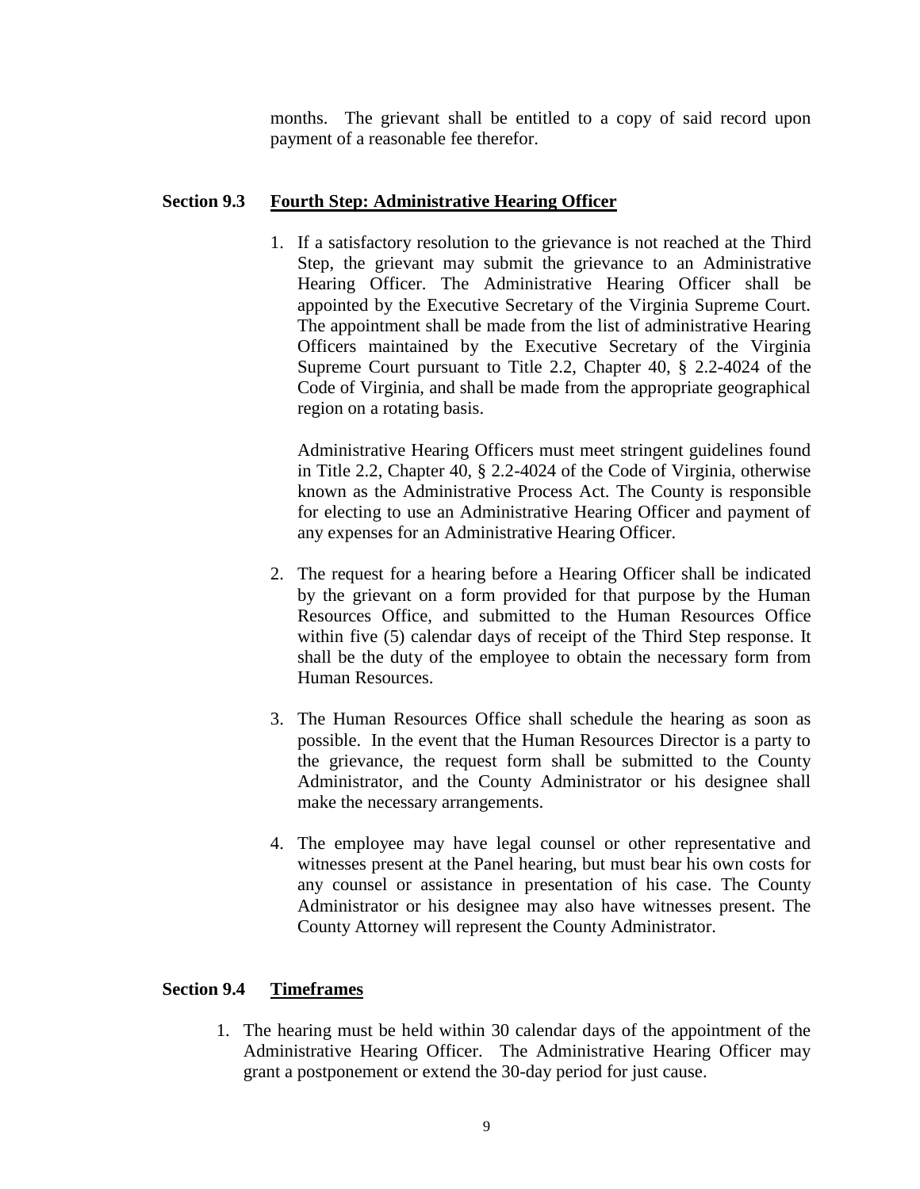months. The grievant shall be entitled to a copy of said record upon payment of a reasonable fee therefor.

**Section 9.3 Fourth Step: Administrative Hearing Officer**

1. If a satisfactory resolution to the grievance is not reached at the Third Step, the grievant may submit the grievance to an Administrative Hearing Officer. The Administrative Hearing Officer shall be appointed by the Executive Secretary of the Virginia Supreme Court. The appointment shall be made from the list of administrative Hearing Officers maintained by the Executive Secretary of the Virginia Supreme Court pursuant to Title 2.2, Chapter 40, § 2.2-4024 of the Code of Virginia, and shall be made from the appropriate geographical region on a rotating basis.

   Administrative Hearing Officers must meet stringent guidelines found in Title 2.2, Chapter 40, § 2.2-4024 of the Code of Virginia, otherwise known as the Administrative Process Act. The County is responsible for electing to use an Administrative Hearing Officer and payment of any expenses for an Administrative Hearing Officer.

2. The request for a hearing before a Hearing Officer shall be indicated by the grievant on a form provided for that purpose by the Human Resources Office, and submitted to the Human Resources Office within five (5) calendar days of receipt of the Third Step response. It shall be the duty of the employee to obtain the necessary form from Human Resources.

3. The Human Resources Office shall schedule the hearing as soon as possible. In the event that the Human Resources Director is a party to the grievance, the request form shall be submitted to the County Administrator, and the County Administrator or his designee shall make the necessary arrangements.

4. The employee may have legal counsel or other representative and witnesses present at the Panel hearing, but must bear his own costs for any counsel or assistance in presentation of his case. The County Administrator or his designee may also have witnesses present. The County Attorney will represent the County Administrator.

**Section 9.4 Timeframes**

1. The hearing must be held within 30 calendar days of the appointment of the Administrative Hearing Officer. The Administrative Hearing Officer may grant a postponement or extend the 30-day period for just cause.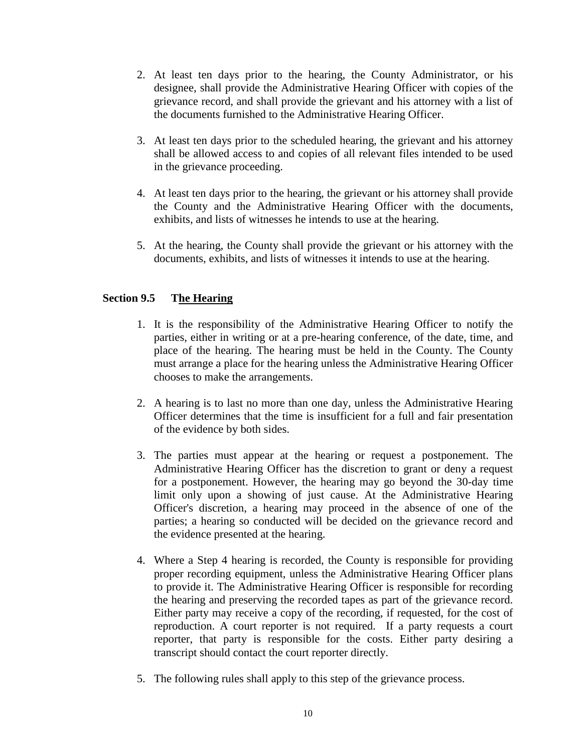2. At least ten days prior to the hearing, the County Administrator, or his designee, shall provide the Administrative Hearing Officer with copies of the grievance record, and shall provide the grievant and his attorney with a list of the documents furnished to the Administrative Hearing Officer.

3. At least ten days prior to the scheduled hearing, the grievant and his attorney shall be allowed access to and copies of all relevant files intended to be used in the grievance proceeding.

4. At least ten days prior to the hearing, the grievant or his attorney shall provide the County and the Administrative Hearing Officer with the documents, exhibits, and lists of witnesses he intends to use at the hearing.

5. At the hearing, the County shall provide the grievant or his attorney with the documents, exhibits, and lists of witnesses it intends to use at the hearing.

### Section 9.5 The Hearing

1. It is the responsibility of the Administrative Hearing Officer to notify the parties, either in writing or at a pre-hearing conference, of the date, time, and place of the hearing. The hearing must be held in the County. The County must arrange a place for the hearing unless the Administrative Hearing Officer chooses to make the arrangements.

2. A hearing is to last no more than one day, unless the Administrative Hearing Officer determines that the time is insufficient for a full and fair presentation of the evidence by both sides.

3. The parties must appear at the hearing or request a postponement. The Administrative Hearing Officer has the discretion to grant or deny a request for a postponement. However, the hearing may go beyond the 30-day time limit only upon a showing of just cause. At the Administrative Hearing Officer's discretion, a hearing may proceed in the absence of one of the parties; a hearing so conducted will be decided on the grievance record and the evidence presented at the hearing.

4. Where a Step 4 hearing is recorded, the County is responsible for providing proper recording equipment, unless the Administrative Hearing Officer plans to provide it. The Administrative Hearing Officer is responsible for recording the hearing and preserving the recorded tapes as part of the grievance record. Either party may receive a copy of the recording, if requested, for the cost of reproduction. A court reporter is not required. If a party requests a court reporter, that party is responsible for the costs. Either party desiring a transcript should contact the court reporter directly.

5. The following rules shall apply to this step of the grievance process.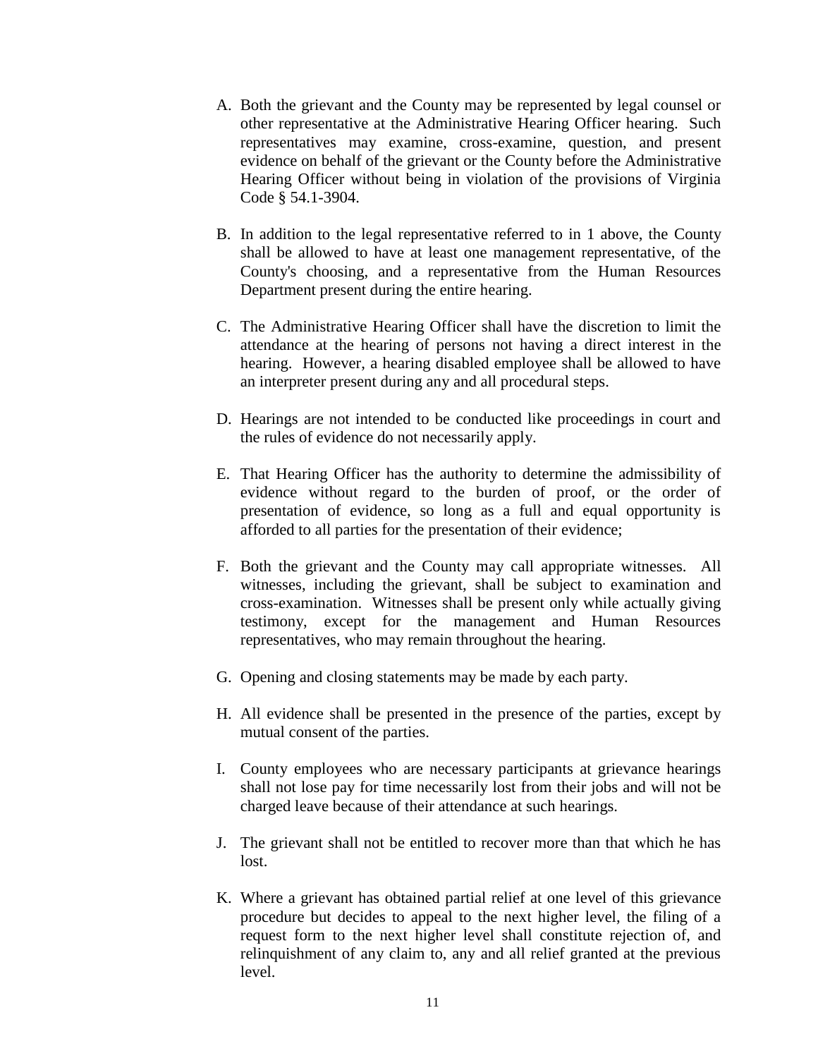A. Both the grievant and the County may be represented by legal counsel or other representative at the Administrative Hearing Officer hearing. Such representatives may examine, cross-examine, question, and present evidence on behalf of the grievant or the County before the Administrative Hearing Officer without being in violation of the provisions of Virginia Code § 54.1-3904.

B. In addition to the legal representative referred to in 1 above, the County shall be allowed to have at least one management representative, of the County's choosing, and a representative from the Human Resources Department present during the entire hearing.

C. The Administrative Hearing Officer shall have the discretion to limit the attendance at the hearing of persons not having a direct interest in the hearing. However, a hearing disabled employee shall be allowed to have an interpreter present during any and all procedural steps.

D. Hearings are not intended to be conducted like proceedings in court and the rules of evidence do not necessarily apply.

E. That Hearing Officer has the authority to determine the admissibility of evidence without regard to the burden of proof, or the order of presentation of evidence, so long as a full and equal opportunity is afforded to all parties for the presentation of their evidence;

F. Both the grievant and the County may call appropriate witnesses. All witnesses, including the grievant, shall be subject to examination and cross-examination. Witnesses shall be present only while actually giving testimony, except for the management and Human Resources representatives, who may remain throughout the hearing.

G. Opening and closing statements may be made by each party.

H. All evidence shall be presented in the presence of the parties, except by mutual consent of the parties.

I. County employees who are necessary participants at grievance hearings shall not lose pay for time necessarily lost from their jobs and will not be charged leave because of their attendance at such hearings.

J. The grievant shall not be entitled to recover more than that which he has lost.

K. Where a grievant has obtained partial relief at one level of this grievance procedure but decides to appeal to the next higher level, the filing of a request form to the next higher level shall constitute rejection of, and relinquishment of any claim to, any and all relief granted at the previous level.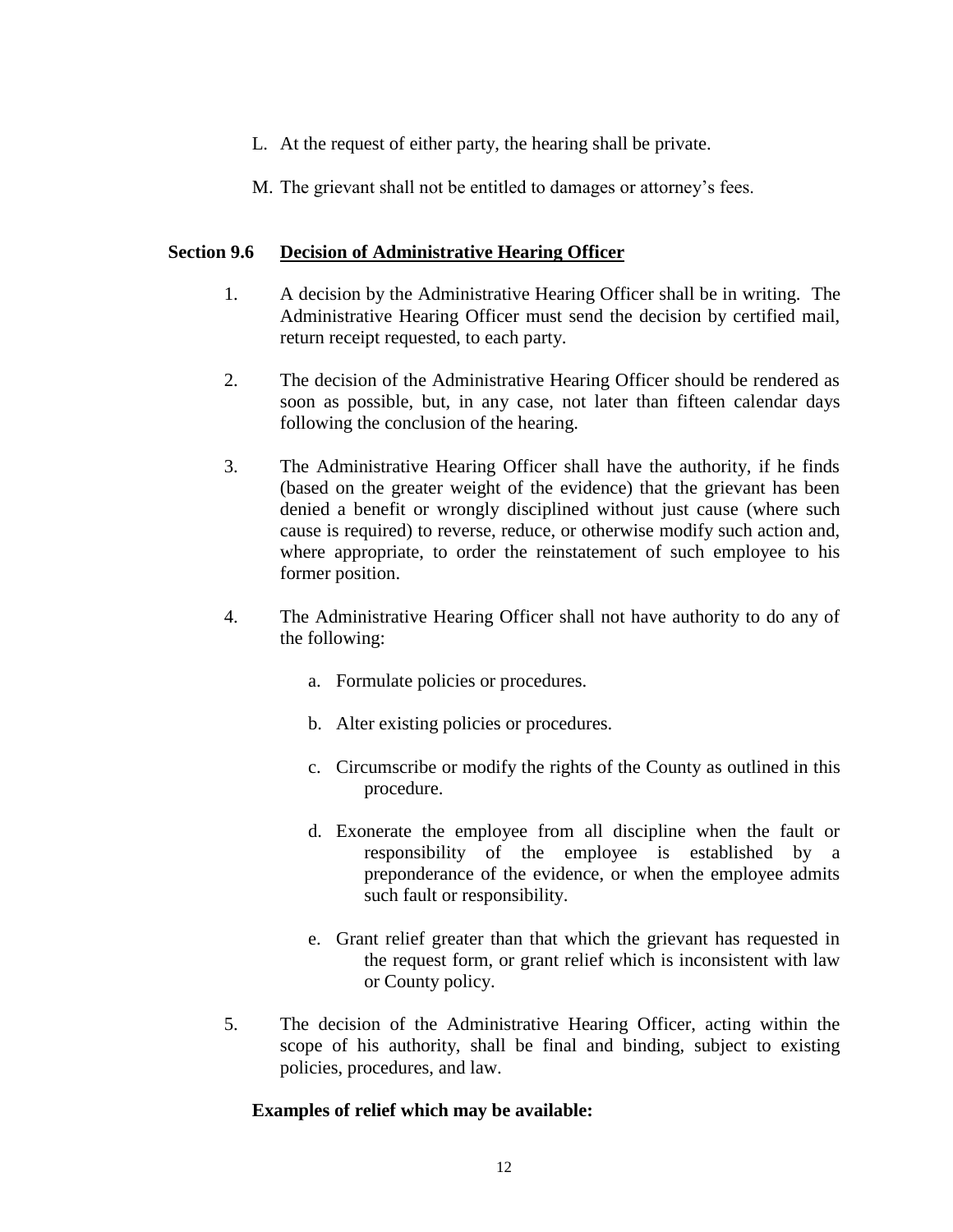L. At the request of either party, the hearing shall be private.

M. The grievant shall not be entitled to damages or attorney's fees.

### Section 9.6 Decision of Administrative Hearing Officer

1. A decision by the Administrative Hearing Officer shall be in writing. The Administrative Hearing Officer must send the decision by certified mail, return receipt requested, to each party.

2. The decision of the Administrative Hearing Officer should be rendered as soon as possible, but, in any case, not later than fifteen calendar days following the conclusion of the hearing.

3. The Administrative Hearing Officer shall have the authority, if he finds (based on the greater weight of the evidence) that the grievant has been denied a benefit or wrongly disciplined without just cause (where such cause is required) to reverse, reduce, or otherwise modify such action and, where appropriate, to order the reinstatement of such employee to his former position.

4. The Administrative Hearing Officer shall not have authority to do any of the following:

   a. Formulate policies or procedures.

   b. Alter existing policies or procedures.

   c. Circumscribe or modify the rights of the County as outlined in this procedure.

   d. Exonerate the employee from all discipline when the fault or responsibility of the employee is established by a preponderance of the evidence, or when the employee admits such fault or responsibility.

   e. Grant relief greater than that which the grievant has requested in the request form, or grant relief which is inconsistent with law or County policy.

5. The decision of the Administrative Hearing Officer, acting within the scope of his authority, shall be final and binding, subject to existing policies, procedures, and law.

**Examples of relief which may be available:**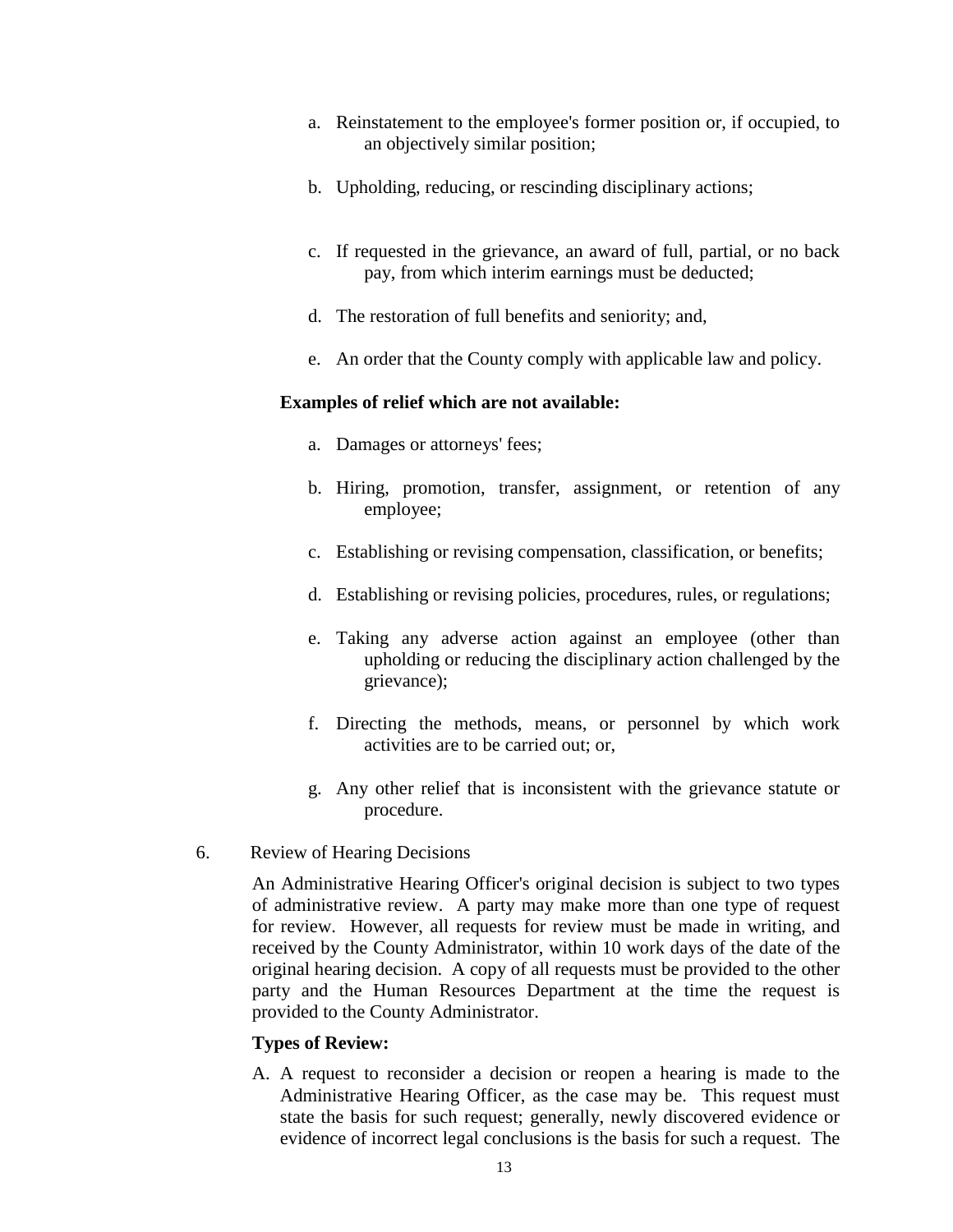a. Reinstatement to the employee's former position or, if occupied, to an objectively similar position;

b. Upholding, reducing, or rescinding disciplinary actions;

c. If requested in the grievance, an award of full, partial, or no back pay, from which interim earnings must be deducted;

d. The restoration of full benefits and seniority; and,

e. An order that the County comply with applicable law and policy.

**Examples of relief which are not available:**

a. Damages or attorneys' fees;

b. Hiring, promotion, transfer, assignment, or retention of any employee;

c. Establishing or revising compensation, classification, or benefits;

d. Establishing or revising policies, procedures, rules, or regulations;

e. Taking any adverse action against an employee (other than upholding or reducing the disciplinary action challenged by the grievance);

f. Directing the methods, means, or personnel by which work activities are to be carried out; or,

g. Any other relief that is inconsistent with the grievance statute or procedure.

6. Review of Hearing Decisions

An Administrative Hearing Officer's original decision is subject to two types of administrative review. A party may make more than one type of request for review. However, all requests for review must be made in writing, and received by the County Administrator, within 10 work days of the date of the original hearing decision. A copy of all requests must be provided to the other party and the Human Resources Department at the time the request is provided to the County Administrator.

**Types of Review:**

A. A request to reconsider a decision or reopen a hearing is made to the Administrative Hearing Officer, as the case may be. This request must state the basis for such request; generally, newly discovered evidence or evidence of incorrect legal conclusions is the basis for such a request. The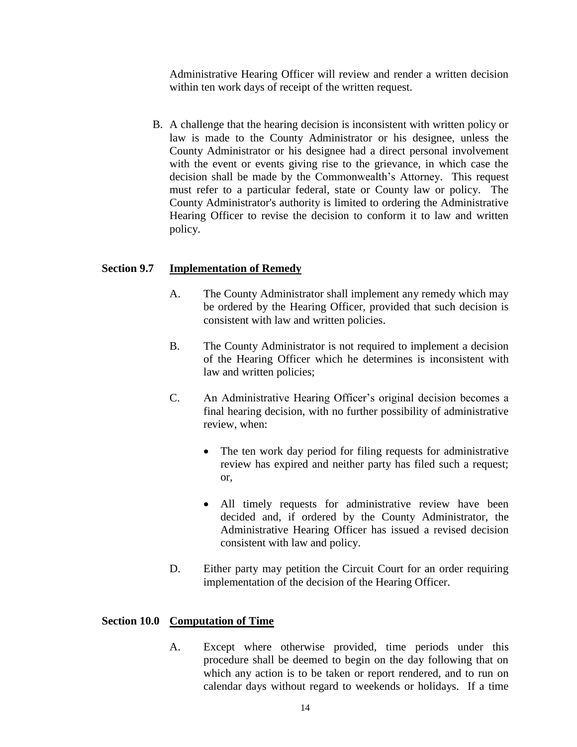Administrative Hearing Officer will review and render a written decision within ten work days of receipt of the written request.

B. A challenge that the hearing decision is inconsistent with written policy or law is made to the County Administrator or his designee, unless the County Administrator or his designee had a direct personal involvement with the event or events giving rise to the grievance, in which case the decision shall be made by the Commonwealth's Attorney. This request must refer to a particular federal, state or County law or policy. The County Administrator's authority is limited to ordering the Administrative Hearing Officer to revise the decision to conform it to law and written policy.

**Section 9.7 Implementation of Remedy**

A. The County Administrator shall implement any remedy which may be ordered by the Hearing Officer, provided that such decision is consistent with law and written policies.

B. The County Administrator is not required to implement a decision of the Hearing Officer which he determines is inconsistent with law and written policies;

C. An Administrative Hearing Officer's original decision becomes a final hearing decision, with no further possibility of administrative review, when:

- The ten work day period for filing requests for administrative review has expired and neither party has filed such a request; or,
- All timely requests for administrative review have been decided and, if ordered by the County Administrator, the Administrative Hearing Officer has issued a revised decision consistent with law and policy.

D. Either party may petition the Circuit Court for an order requiring implementation of the decision of the Hearing Officer.

**Section 10.0 Computation of Time**

A. Except where otherwise provided, time periods under this procedure shall be deemed to begin on the day following that on which any action is to be taken or report rendered, and to run on calendar days without regard to weekends or holidays. If a time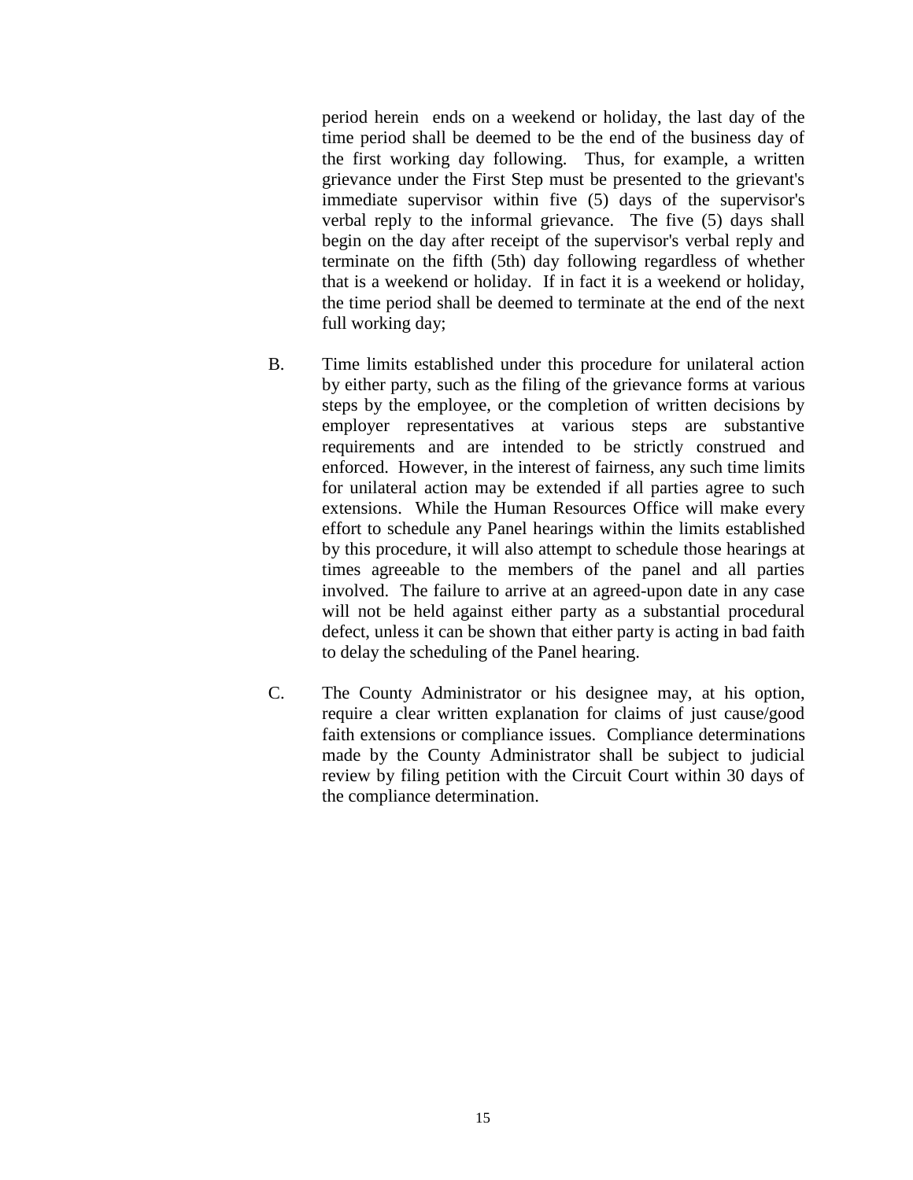period herein ends on a weekend or holiday, the last day of the time period shall be deemed to be the end of the business day of the first working day following. Thus, for example, a written grievance under the First Step must be presented to the grievant's immediate supervisor within five (5) days of the supervisor's verbal reply to the informal grievance. The five (5) days shall begin on the day after receipt of the supervisor's verbal reply and terminate on the fifth (5th) day following regardless of whether that is a weekend or holiday. If in fact it is a weekend or holiday, the time period shall be deemed to terminate at the end of the next full working day;

B. Time limits established under this procedure for unilateral action by either party, such as the filing of the grievance forms at various steps by the employee, or the completion of written decisions by employer representatives at various steps are substantive requirements and are intended to be strictly construed and enforced. However, in the interest of fairness, any such time limits for unilateral action may be extended if all parties agree to such extensions. While the Human Resources Office will make every effort to schedule any Panel hearings within the limits established by this procedure, it will also attempt to schedule those hearings at times agreeable to the members of the panel and all parties involved. The failure to arrive at an agreed-upon date in any case will not be held against either party as a substantial procedural defect, unless it can be shown that either party is acting in bad faith to delay the scheduling of the Panel hearing.

C. The County Administrator or his designee may, at his option, require a clear written explanation for claims of just cause/good faith extensions or compliance issues. Compliance determinations made by the County Administrator shall be subject to judicial review by filing petition with the Circuit Court within 30 days of the compliance determination.